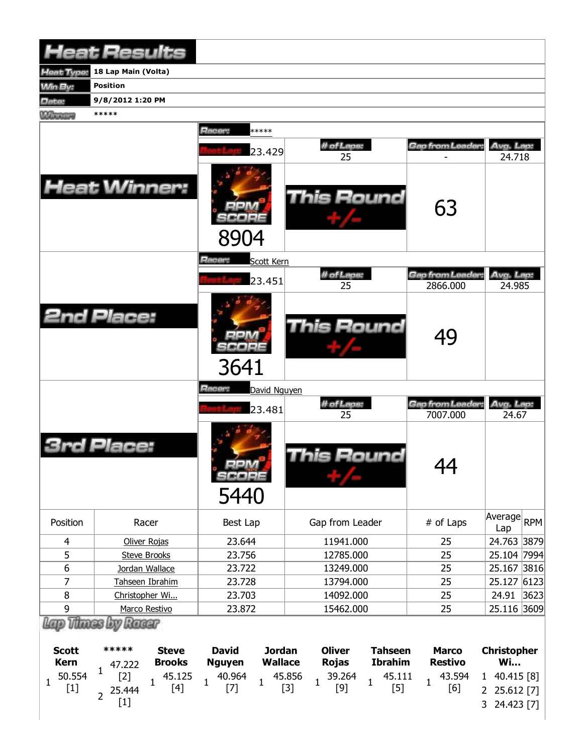# Heat Results

| | |
|---|---|
| Heat Type: | 18 Lap Main (Volta) |
| Win By: | Position |
| Date: | 9/8/2012 1:20 PM |
| Winner: | ***** |

## Heat Winner:

Racer: *****

| Best Lap | # of Laps | Gap from Leader | Avg. Lap |
|---|---|---|---|
| 23.429 | 25 | - | 24.718 |

RPM SCORE: 8904

This Round +/-: 63

## 2nd Place:

Racer: Scott Kern

| Best Lap | # of Laps | Gap from Leader | Avg. Lap |
|---|---|---|---|
| 23.451 | 25 | 2866.000 | 24.985 |

RPM SCORE: 3641

This Round +/-: 49

## 3rd Place:

Racer: David Nguyen

| Best Lap | # of Laps | Gap from Leader | Avg. Lap |
|---|---|---|---|
| 23.481 | 25 | 7007.000 | 24.67 |

RPM SCORE: 5440

This Round +/-: 44

| Position | Racer | Best Lap | Gap from Leader | # of Laps | Average Lap | RPM |
|---|---|---|---|---|---|---|
| 4 | Oliver Rojas | 23.644 | 11941.000 | 25 | 24.763 | 3879 |
| 5 | Steve Brooks | 23.756 | 12785.000 | 25 | 25.104 | 7994 |
| 6 | Jordan Wallace | 23.722 | 13249.000 | 25 | 25.167 | 3816 |
| 7 | Tahseen Ibrahim | 23.728 | 13794.000 | 25 | 25.127 | 6123 |
| 8 | Christopher Wi... | 23.703 | 14092.000 | 25 | 24.91 | 3623 |
| 9 | Marco Restivo | 23.872 | 15462.000 | 25 | 25.116 | 3609 |

## Lap Times by Racer

| Scott Kern | ***** | Steve Brooks | David Nguyen | Jordan Wallace | Oliver Rojas | Tahseen Ibrahim | Marco Restivo | Christopher Wi... |
|---|---|---|---|---|---|---|---|---|
| 1 50.554 [1] | 1 47.222 [2] | 1 45.125 [4] | 1 40.964 [7] | 1 45.856 [3] | 1 39.264 [9] | 1 45.111 [5] | 1 43.594 [6] | 1 40.415 [8] |
| | 2 25.444 [1] | | | | | | | 2 25.612 [7] |
| | | | | | | | | 3 24.423 [7] |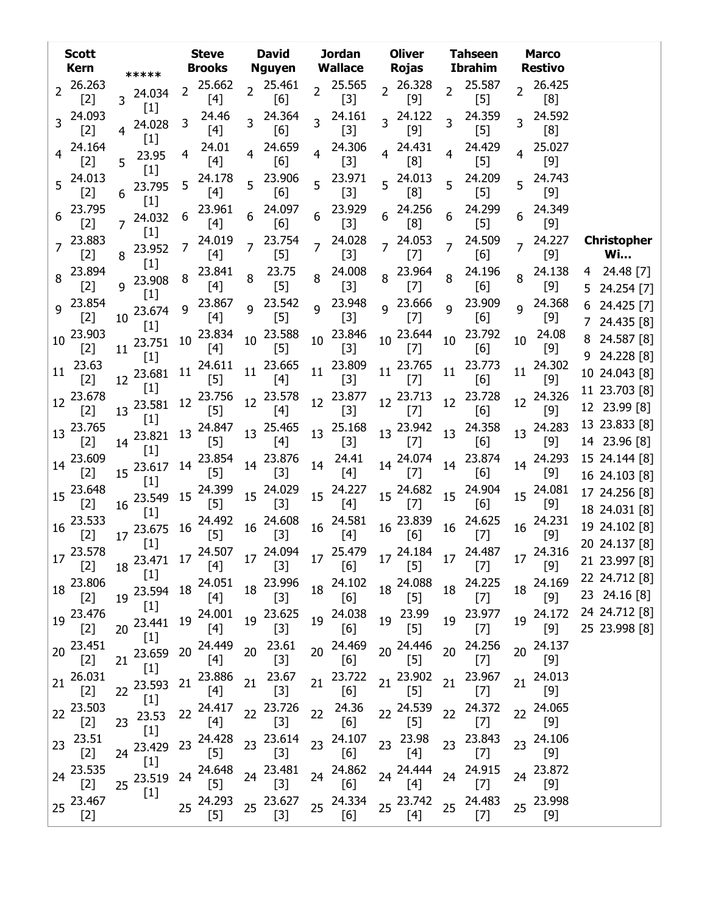| Lap | Scott Kern | ***** | Steve Brooks | David Nguyen | Jordan Wallace | Oliver Rojas | Tahseen Ibrahim | Marco Restivo | Christopher Wi... |
|---|---|---|---|---|---|---|---|---|---|
| 2 | 26.263 [2] | | 25.662 [4] | 25.461 [6] | 25.565 [3] | 26.328 [9] | 25.587 [5] | 26.425 [8] | |
| 3 | 24.093 [2] | 24.034 [1] | 24.46 [4] | 24.364 [6] | 24.161 [3] | 24.122 [9] | 24.359 [5] | 24.592 [8] | |
| 4 | 24.164 [2] | 24.028 [1] | 24.01 [4] | 24.659 [6] | 24.306 [3] | 24.431 [8] | 24.429 [5] | 25.027 [9] | 24.48 [7] |
| 5 | 24.013 [2] | 23.95 [1] | 24.178 [4] | 23.906 [6] | 23.971 [3] | 24.013 [8] | 24.209 [5] | 24.743 [9] | 24.254 [7] |
| 6 | 23.795 [2] | 23.795 [1] | 23.961 [4] | 24.097 [6] | 23.929 [3] | 24.256 [8] | 24.299 [5] | 24.349 [9] | 24.425 [7] |
| 7 | 23.883 [2] | 24.032 [1] | 24.019 [4] | 23.754 [5] | 24.028 [3] | 24.053 [7] | 24.509 [6] | 24.227 [9] | 24.435 [8] |
| 8 | 23.894 [2] | 23.952 [1] | 23.841 [4] | 23.75 [5] | 24.008 [3] | 23.964 [7] | 24.196 [6] | 24.138 [9] | 24.587 [8] |
| 9 | 23.854 [2] | 23.908 [1] | 23.867 [4] | 23.542 [5] | 23.948 [3] | 23.666 [7] | 23.909 [6] | 24.368 [9] | 24.228 [8] |
| 10 | 23.903 [2] | 23.674 [1] | 23.834 [4] | 23.588 [5] | 23.846 [3] | 23.644 [7] | 23.792 [6] | 24.08 [9] | 24.043 [8] |
| 11 | 23.63 [2] | 23.751 [1] | 24.611 [5] | 23.665 [4] | 23.809 [3] | 23.765 [7] | 23.773 [6] | 24.302 [9] | 23.703 [8] |
| 12 | 23.678 [2] | 23.681 [1] | 23.756 [5] | 23.578 [4] | 23.877 [3] | 23.713 [7] | 23.728 [6] | 24.326 [9] | 23.99 [8] |
| 13 | 23.765 [2] | 23.581 [1] | 24.847 [5] | 25.465 [4] | 25.168 [3] | 23.942 [7] | 24.358 [6] | 24.283 [9] | 23.833 [8] |
| 14 | 23.609 [2] | 23.821 [1] | 23.854 [5] | 23.876 [3] | 24.41 [4] | 24.074 [7] | 23.874 [6] | 24.293 [9] | 23.96 [8] |
| 15 | 23.648 [2] | 23.617 [1] | 24.399 [5] | 24.029 [3] | 24.227 [4] | 24.682 [7] | 24.904 [6] | 24.081 [9] | 24.144 [8] |
| 16 | 23.533 [2] | 23.549 [1] | 24.492 [5] | 24.608 [3] | 24.581 [4] | 23.839 [6] | 24.625 [7] | 24.231 [9] | 24.103 [8] |
| 17 | 23.578 [2] | 23.675 [1] | 24.507 [4] | 24.094 [3] | 25.479 [6] | 24.184 [5] | 24.487 [7] | 24.316 [9] | 24.256 [8] |
| 18 | 23.806 [2] | 23.471 [1] | 24.051 [4] | 23.996 [3] | 24.102 [6] | 24.088 [5] | 24.225 [7] | 24.169 [9] | 24.031 [8] |
| 19 | 23.476 [2] | 23.594 [1] | 24.001 [4] | 23.625 [3] | 24.038 [6] | 23.99 [5] | 23.977 [7] | 24.172 [9] | 24.102 [8] |
| 20 | 23.451 [2] | 23.441 [1] | 24.449 [4] | 23.61 [3] | 24.469 [6] | 24.446 [5] | 24.256 [7] | 24.137 [9] | 24.137 [8] |
| 21 | 26.031 [2] | 23.659 [1] | 23.886 [4] | 23.67 [3] | 23.722 [6] | 23.902 [5] | 23.967 [7] | 24.013 [9] | 23.997 [8] |
| 22 | 23.503 [2] | 23.593 [1] | 24.417 [4] | 23.726 [3] | 24.36 [6] | 24.539 [5] | 24.372 [7] | 24.065 [9] | 24.712 [8] |
| 23 | 23.51 [2] | 23.53 [1] | 24.428 [5] | 23.614 [3] | 24.107 [6] | 23.98 [4] | 23.843 [7] | 24.106 [9] | 24.16 [8] |
| 24 | 23.535 [2] | 23.429 [1] | 24.648 [5] | 23.481 [3] | 24.862 [6] | 24.444 [4] | 24.915 [7] | 23.872 [9] | 24.712 [8] |
| 25 | 23.467 [2] | 23.519 [1] | 24.293 [5] | 23.627 [3] | 24.334 [6] | 23.742 [4] | 24.483 [7] | 23.998 [9] | 23.998 [8] |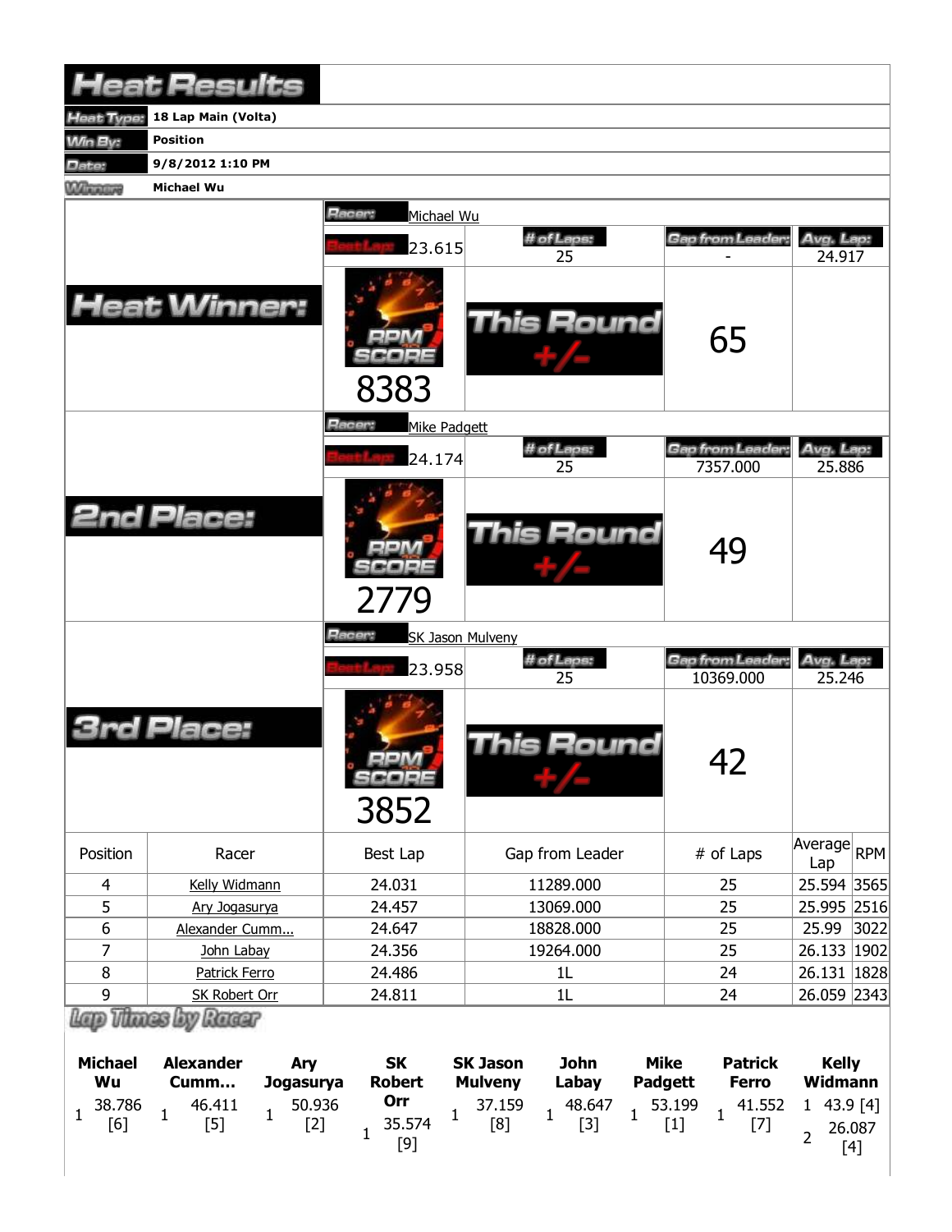# Heat Results

| | |
|---|---|
| Heat Type: | 18 Lap Main (Volta) |
| Win By: | Position |
| Date: | 9/8/2012 1:10 PM |
| Winner: | Michael Wu |

## Heat Winner:

Racer: Michael Wu

| Best Lap | # of Laps | Gap from Leader | Avg. Lap |
|---|---|---|---|
| 23.615 | 25 | - | 24.917 |

RPM SCORE: 8383

This Round +/-: 65

## 2nd Place:

Racer: Mike Padgett

| Best Lap | # of Laps | Gap from Leader | Avg. Lap |
|---|---|---|---|
| 24.174 | 25 | 7357.000 | 25.886 |

RPM SCORE: 2779

This Round +/-: 49

## 3rd Place:

Racer: SK Jason Mulveny

| Best Lap | # of Laps | Gap from Leader | Avg. Lap |
|---|---|---|---|
| 23.958 | 25 | 10369.000 | 25.246 |

RPM SCORE: 3852

This Round +/-: 42

| Position | Racer | Best Lap | Gap from Leader | # of Laps | Average Lap | RPM |
|---|---|---|---|---|---|---|
| 4 | Kelly Widmann | 24.031 | 11289.000 | 25 | 25.594 | 3565 |
| 5 | Ary Jogasurya | 24.457 | 13069.000 | 25 | 25.995 | 2516 |
| 6 | Alexander Cumm... | 24.647 | 18828.000 | 25 | 25.99 | 3022 |
| 7 | John Labay | 24.356 | 19264.000 | 25 | 26.133 | 1902 |
| 8 | Patrick Ferro | 24.486 | 1L | 24 | 26.131 | 1828 |
| 9 | SK Robert Orr | 24.811 | 1L | 24 | 26.059 | 2343 |

## Lap Times by Racer

| Michael Wu | Alexander Cumm... | Ary Jogasurya | SK Robert Orr | SK Jason Mulveny | John Labay | Mike Padgett | Patrick Ferro | Kelly Widmann |
|---|---|---|---|---|---|---|---|---|
| 1 38.786 [6] | 1 46.411 [5] | 1 50.936 [2] | 1 35.574 [9] | 1 37.159 [8] | 1 48.647 [3] | 1 53.199 [1] | 1 41.552 [7] | 1 43.9 [4] |
| | | | | | | | | 2 26.087 [4] |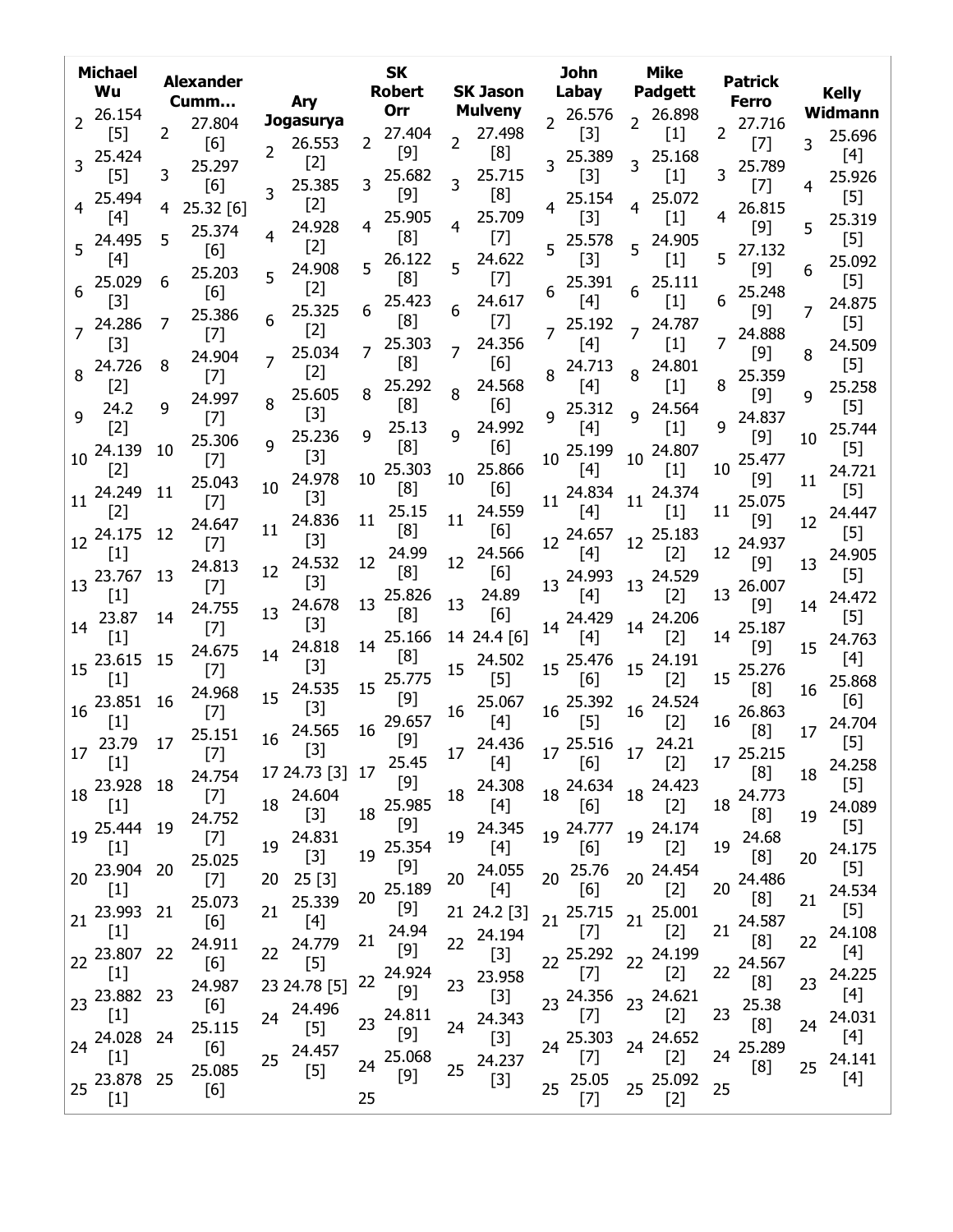| Lap | Michael Wu | Alexander Cumm… | Ary Jogasurya | SK Robert Orr | SK Jason Mulveny | John Labay | Mike Padgett | Patrick Ferro | Kelly Widmann |
|---|---|---|---|---|---|---|---|---|---|
| 2 | 26.154 [5] | 27.804 [6] | 26.553 [2] | 27.404 [9] | 27.498 [8] | 26.576 [3] | 26.898 [1] | 27.716 [7] | |
| 3 | 25.424 [5] | 25.297 [6] | 25.385 [2] | 25.682 [9] | 25.715 [8] | 25.389 [3] | 25.168 [1] | 25.789 [7] | 25.696 [4] |
| 4 | 25.494 [4] | 25.32 [6] | 24.928 [2] | 25.905 [8] | 25.709 [7] | 25.154 [3] | 25.072 [1] | 26.815 [9] | 25.926 [5] |
| 5 | 24.495 [4] | 25.374 [6] | 24.908 [2] | 26.122 [8] | 24.622 [7] | 25.578 [3] | 24.905 [1] | 27.132 [9] | 25.319 [5] |
| 6 | 25.029 [3] | 25.203 [6] | 25.325 [2] | 25.423 [8] | 24.617 [7] | 25.391 [4] | 25.111 [1] | 25.248 [9] | 25.092 [5] |
| 7 | 24.286 [3] | 25.386 [7] | 25.034 [2] | 25.303 [8] | 24.356 [6] | 25.192 [4] | 24.787 [1] | 24.888 [9] | 24.875 [5] |
| 8 | 24.726 [2] | 24.904 [7] | 25.605 [3] | 25.292 [8] | 24.568 [6] | 24.713 [4] | 24.801 [1] | 25.359 [9] | 24.509 [5] |
| 9 | 24.2 [2] | 24.997 [7] | 25.236 [3] | 25.13 [8] | 24.992 [6] | 25.312 [4] | 24.564 [1] | 24.837 [9] | 25.258 [5] |
| 10 | 24.139 [2] | 25.306 [7] | 24.978 [3] | 25.303 [8] | 25.866 [6] | 25.199 [4] | 24.807 [1] | 25.477 [9] | 25.744 [5] |
| 11 | 24.249 [2] | 25.043 [7] | 24.836 [3] | 25.15 [8] | 24.559 [6] | 24.834 [4] | 24.374 [1] | 25.075 [9] | 24.721 [5] |
| 12 | 24.175 [1] | 24.647 [7] | 24.532 [3] | 24.99 [8] | 24.566 [6] | 24.657 [4] | 25.183 [2] | 24.937 [9] | 24.447 [5] |
| 13 | 23.767 [1] | 24.813 [7] | 24.678 [3] | 25.826 [8] | 24.89 [6] | 24.993 [4] | 24.529 [2] | 26.007 [9] | 24.905 [5] |
| 14 | 23.87 [1] | 24.755 [7] | 24.818 [3] | 25.166 [8] | 24.4 [6] | 24.429 [4] | 24.206 [2] | 25.187 [9] | 24.472 [5] |
| 15 | 23.615 [1] | 24.675 [7] | 24.535 [3] | 25.775 [9] | 24.502 [5] | 25.476 [6] | 24.191 [2] | 25.276 [8] | 24.763 [4] |
| 16 | 23.851 [1] | 24.968 [7] | 24.565 [3] | 29.657 [9] | 25.067 [4] | 25.392 [5] | 24.524 [2] | 26.863 [8] | 25.868 [6] |
| 17 | 23.79 [1] | 25.151 [7] | 24.73 [3] | 25.45 [9] | 24.436 [4] | 25.516 [6] | 24.21 [2] | 25.215 [8] | 24.704 [5] |
| 18 | 23.928 [1] | 24.754 [7] | 24.604 [3] | 25.985 [9] | 24.308 [4] | 24.634 [6] | 24.423 [2] | 24.773 [8] | 24.258 [5] |
| 19 | 25.444 [1] | 24.752 [7] | 24.831 [3] | 25.354 [9] | 24.345 [4] | 24.777 [6] | 24.174 [2] | 24.68 [8] | 24.089 [5] |
| 20 | 23.904 [1] | 25.025 [7] | 25 [3] | 25.189 [9] | 24.055 [4] | 25.76 [6] | 24.454 [2] | 24.486 [8] | 24.175 [5] |
| 21 | 23.993 [1] | 25.073 [6] | 25.339 [4] | 24.94 [9] | 24.2 [3] | 25.715 [7] | 25.001 [2] | 24.587 [8] | 24.534 [5] |
| 22 | 23.807 [1] | 24.911 [6] | 24.779 [5] | 24.924 [9] | 24.194 [3] | 25.292 [7] | 24.199 [2] | 24.567 [8] | 24.108 [4] |
| 23 | 23.882 [1] | 24.987 [6] | 24.78 [5] | 24.811 [9] | 23.958 [3] | 24.356 [7] | 24.621 [2] | 25.38 [8] | 24.225 [4] |
| 24 | 24.028 [1] | 25.115 [6] | 24.496 [5] | 25.068 [9] | 24.343 [3] | 25.303 [7] | 24.652 [2] | 25.289 [8] | 24.031 [4] |
| 25 | 23.878 [1] | 25.085 [6] | 24.457 [5] | | 24.237 [3] | 25.05 [7] | 25.092 [2] | | 24.141 [4] |